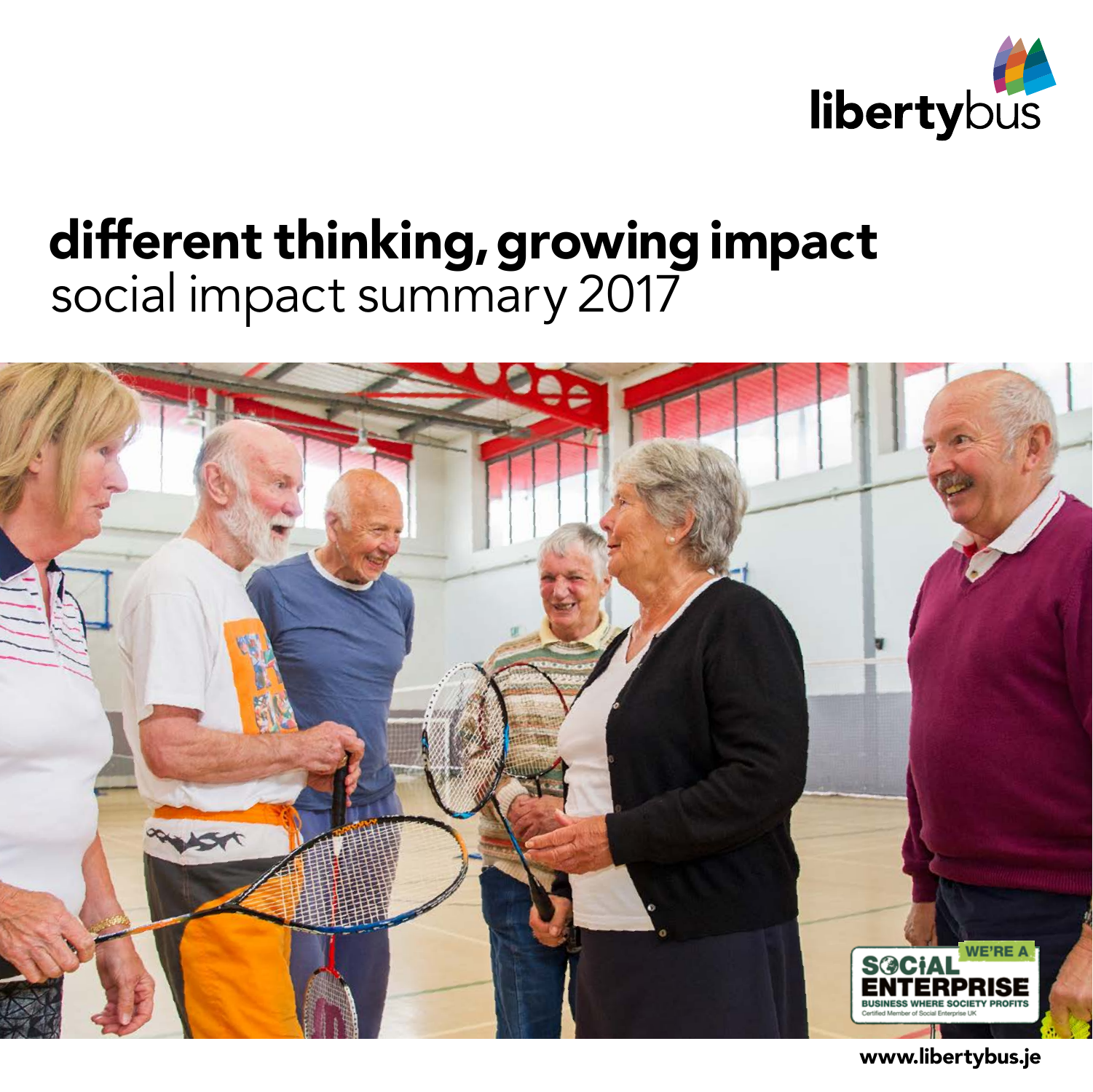libertybus

# different thinking, growing impact

social impact summary 2017

WE'RE A SOCIAL ENTERPRISE
BUSINESS WHERE SOCIETY PROFITS
Certified Member of Social Enterprise UK

www.libertybus.je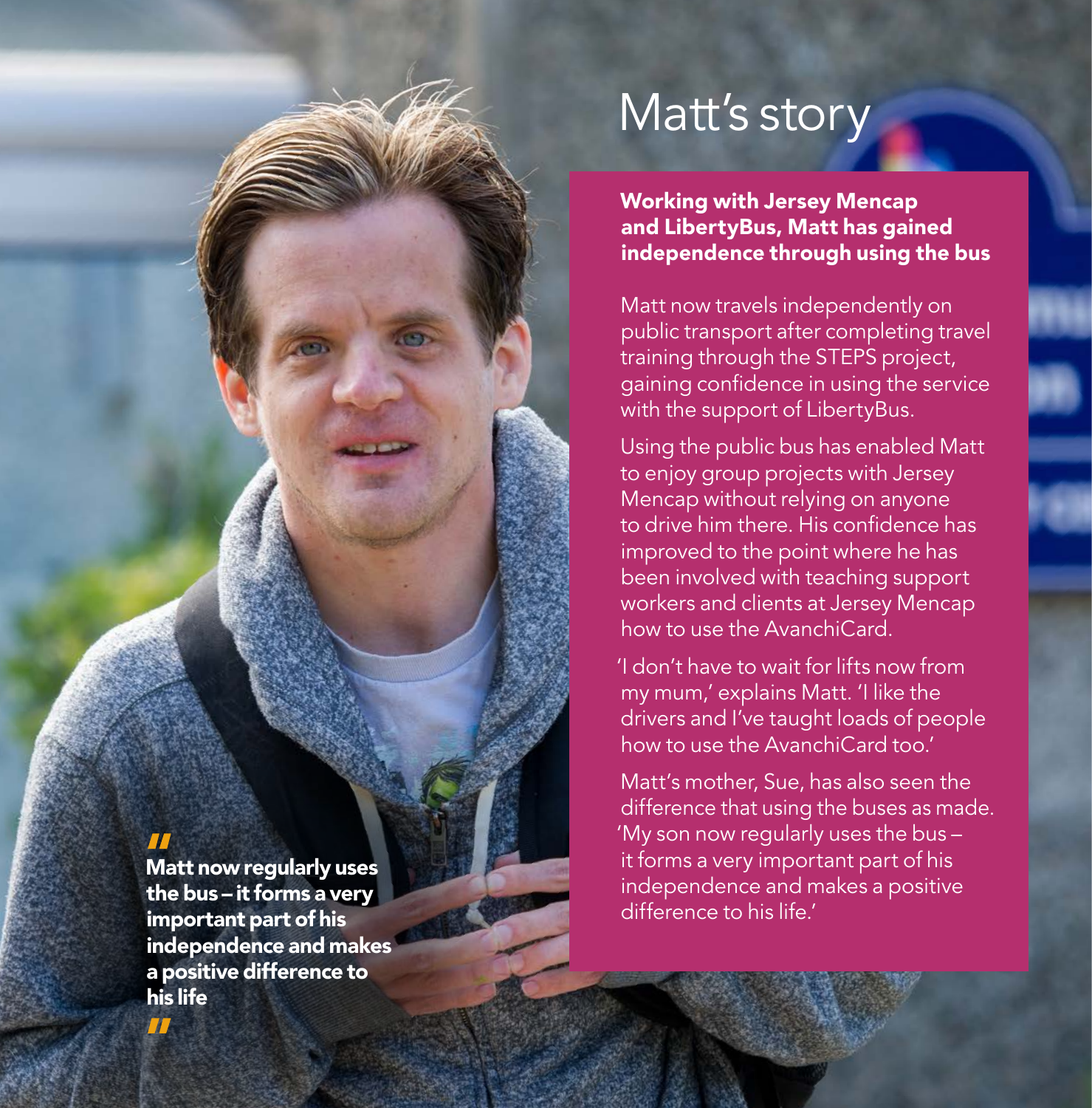# Matt's story

**Working with Jersey Mencap and LibertyBus, Matt has gained independence through using the bus**

Matt now travels independently on public transport after completing travel training through the STEPS project, gaining confidence in using the service with the support of LibertyBus.

Using the public bus has enabled Matt to enjoy group projects with Jersey Mencap without relying on anyone to drive him there. His confidence has improved to the point where he has been involved with teaching support workers and clients at Jersey Mencap how to use the AvanchiCard.

'I don't have to wait for lifts now from my mum,' explains Matt. 'I like the drivers and I've taught loads of people how to use the AvanchiCard too.'

Matt's mother, Sue, has also seen the difference that using the buses as made. 'My son now regularly uses the bus – it forms a very important part of his independence and makes a positive difference to his life.'

> **"Matt now regularly uses the bus – it forms a very important part of his independence and makes a positive difference to his life"**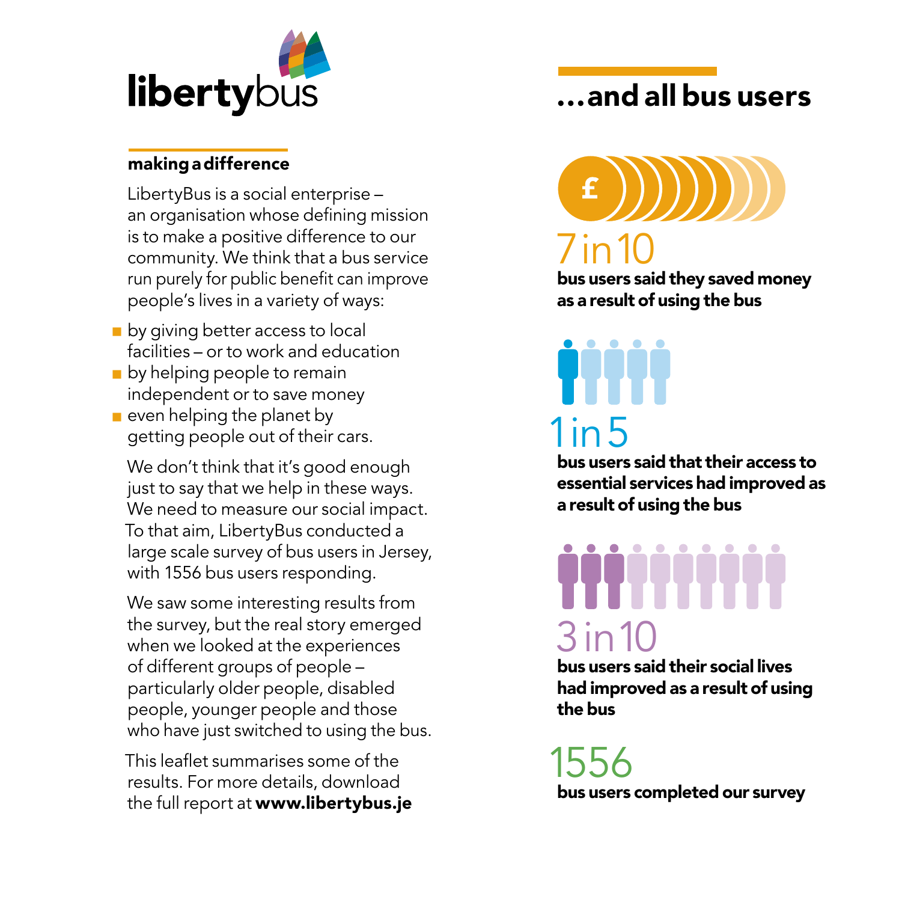**libertybus**

## making a difference

LibertyBus is a social enterprise – an organisation whose defining mission is to make a positive difference to our community. We think that a bus service run purely for public benefit can improve people's lives in a variety of ways:

- by giving better access to local facilities – or to work and education
- by helping people to remain independent or to save money
- even helping the planet by getting people out of their cars.

We don't think that it's good enough just to say that we help in these ways. We need to measure our social impact. To that aim, LibertyBus conducted a large scale survey of bus users in Jersey, with 1556 bus users responding.

We saw some interesting results from the survey, but the real story emerged when we looked at the experiences of different groups of people – particularly older people, disabled people, younger people and those who have just switched to using the bus.

This leaflet summarises some of the results. For more details, download the full report at **www.libertybus.je**

## ...and all bus users

7 in 10

**bus users said they saved money as a result of using the bus**

1 in 5

**bus users said that their access to essential services had improved as a result of using the bus**

3 in 10

**bus users said their social lives had improved as a result of using the bus**

1556

**bus users completed our survey**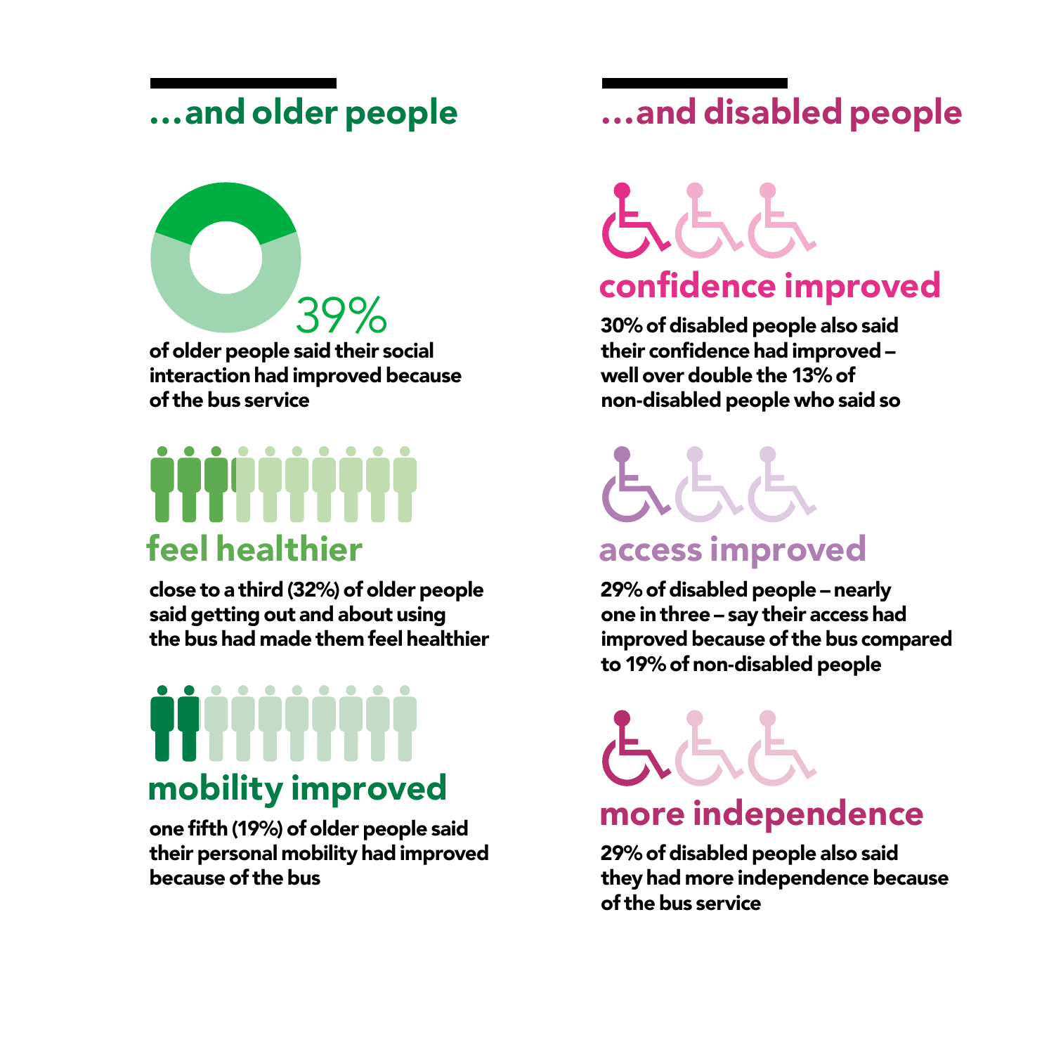## …and older people

39%

**of older people said their social interaction had improved because of the bus service**

### feel healthier

**close to a third (32%) of older people said getting out and about using the bus had made them feel healthier**

### mobility improved

**one fifth (19%) of older people said their personal mobility had improved because of the bus**

## …and disabled people

### confidence improved

**30% of disabled people also said their confidence had improved – well over double the 13% of non-disabled people who said so**

### access improved

**29% of disabled people – nearly one in three – say their access had improved because of the bus compared to 19% of non-disabled people**

### more independence

**29% of disabled people also said they had more independence because of the bus service**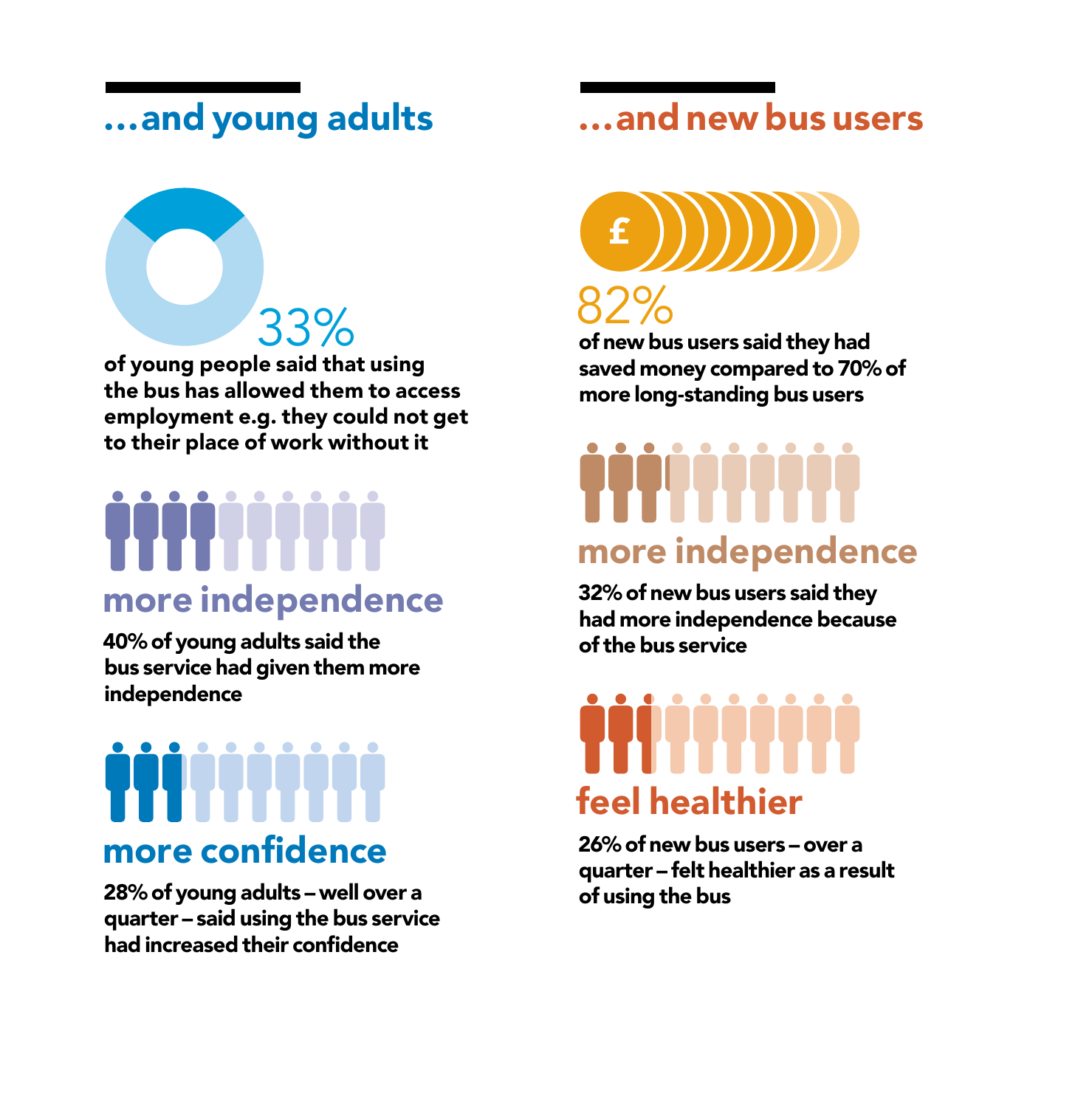## …and young adults

33%

**of young people said that using the bus has allowed them to access employment e.g. they could not get to their place of work without it**

### more independence

**40% of young adults said the bus service had given them more independence**

### more confidence

**28% of young adults – well over a quarter – said using the bus service had increased their confidence**

## …and new bus users

82%

**of new bus users said they had saved money compared to 70% of more long-standing bus users**

### more independence

**32% of new bus users said they had more independence because of the bus service**

### feel healthier

**26% of new bus users – over a quarter – felt healthier as a result of using the bus**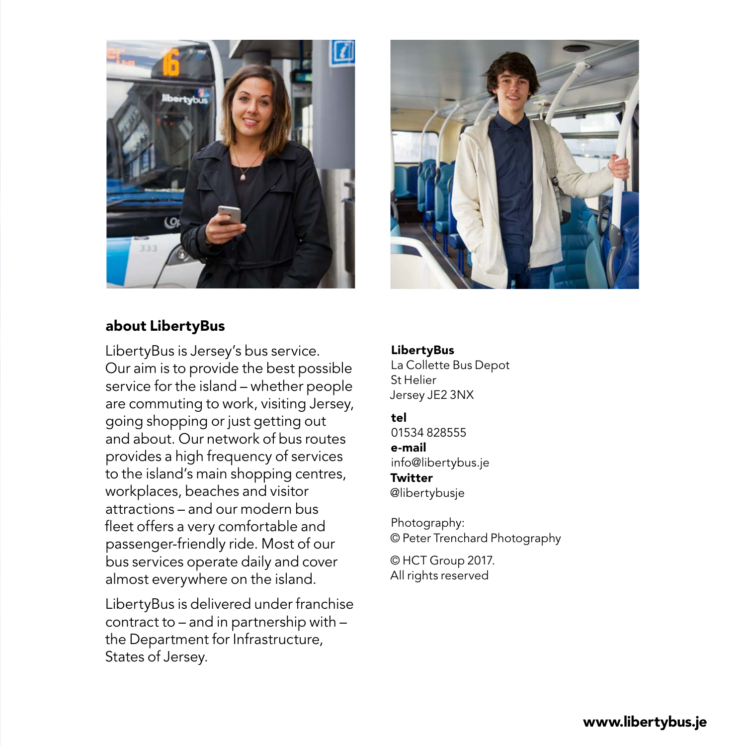## about LibertyBus

LibertyBus is Jersey's bus service. Our aim is to provide the best possible service for the island – whether people are commuting to work, visiting Jersey, going shopping or just getting out and about. Our network of bus routes provides a high frequency of services to the island's main shopping centres, workplaces, beaches and visitor attractions – and our modern bus fleet offers a very comfortable and passenger-friendly ride. Most of our bus services operate daily and cover almost everywhere on the island.

LibertyBus is delivered under franchise contract to – and in partnership with – the Department for Infrastructure, States of Jersey.

**LibertyBus**
La Collette Bus Depot
St Helier
Jersey JE2 3NX

**tel**
01534 828555
**e-mail**
info@libertybus.je
**Twitter**
@libertybusje

Photography:
© Peter Trenchard Photography

© HCT Group 2017.
All rights reserved

**www.libertybus.je**